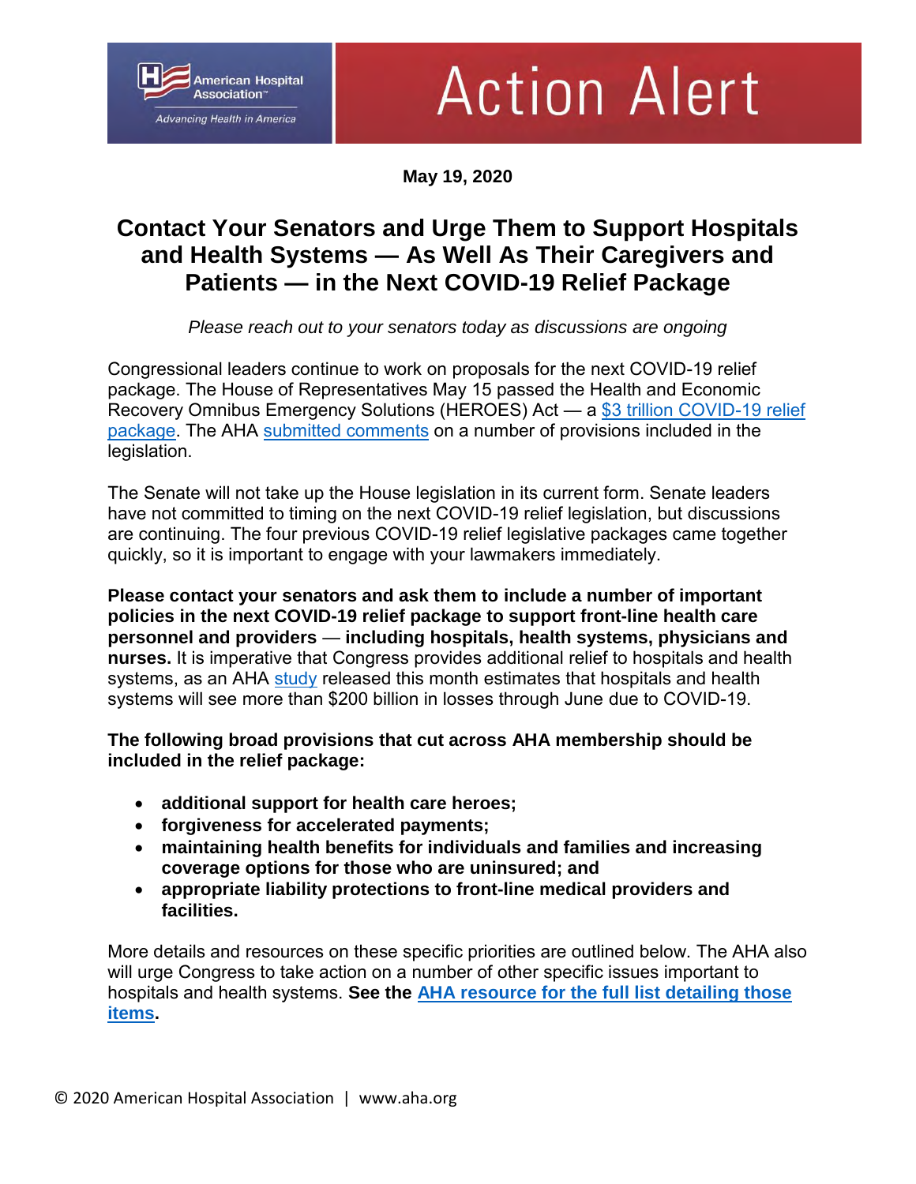American Hospital Association™
Advancing Health in America

# Action Alert

**May 19, 2020**

## Contact Your Senators and Urge Them to Support Hospitals and Health Systems — As Well As Their Caregivers and Patients — in the Next COVID-19 Relief Package

*Please reach out to your senators today as discussions are ongoing*

Congressional leaders continue to work on proposals for the next COVID-19 relief package. The House of Representatives May 15 passed the Health and Economic Recovery Omnibus Emergency Solutions (HEROES) Act — a $3 trillion COVID-19 relief package. The AHA submitted comments on a number of provisions included in the legislation.

The Senate will not take up the House legislation in its current form. Senate leaders have not committed to timing on the next COVID-19 relief legislation, but discussions are continuing. The four previous COVID-19 relief legislative packages came together quickly, so it is important to engage with your lawmakers immediately.

**Please contact your senators and ask them to include a number of important policies in the next COVID-19 relief package to support front-line health care personnel and providers — including hospitals, health systems, physicians and nurses.** It is imperative that Congress provides additional relief to hospitals and health systems, as an AHA study released this month estimates that hospitals and health systems will see more than $200 billion in losses through June due to COVID-19.

**The following broad provisions that cut across AHA membership should be included in the relief package:**

- **additional support for health care heroes;**
- **forgiveness for accelerated payments;**
- **maintaining health benefits for individuals and families and increasing coverage options for those who are uninsured; and**
- **appropriate liability protections to front-line medical providers and facilities.**

More details and resources on these specific priorities are outlined below. The AHA also will urge Congress to take action on a number of other specific issues important to hospitals and health systems. **See the AHA resource for the full list detailing those items.**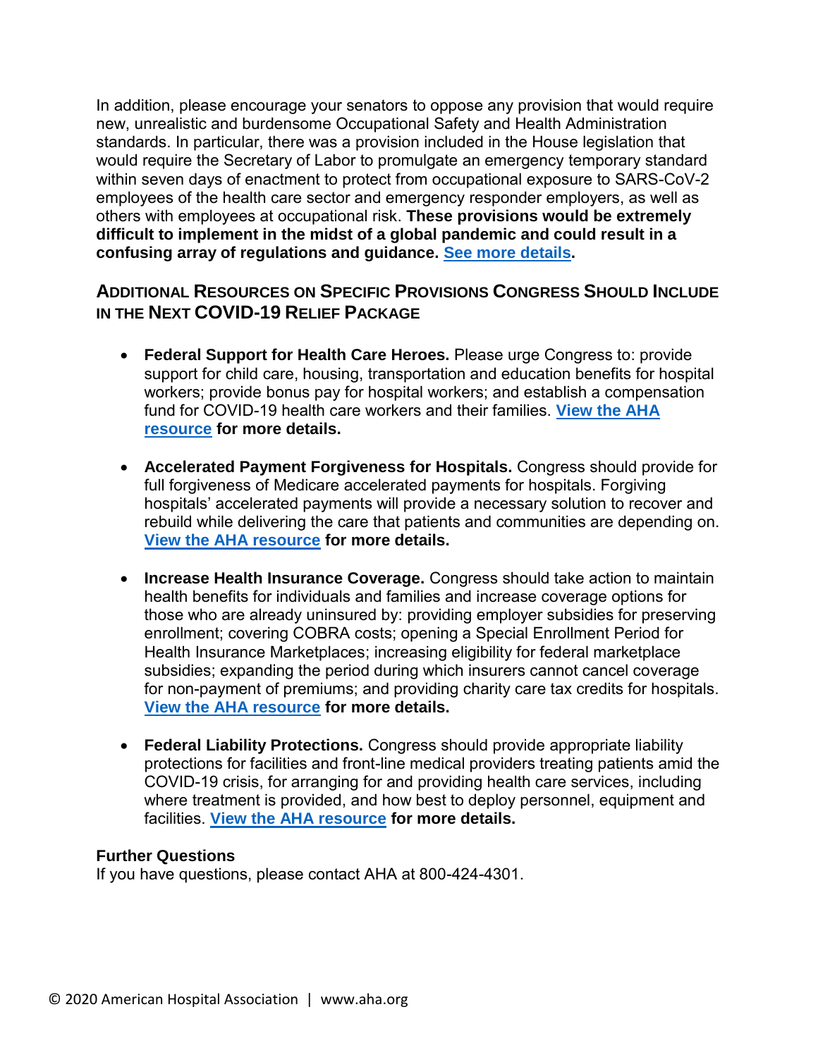In addition, please encourage your senators to oppose any provision that would require new, unrealistic and burdensome Occupational Safety and Health Administration standards. In particular, there was a provision included in the House legislation that would require the Secretary of Labor to promulgate an emergency temporary standard within seven days of enactment to protect from occupational exposure to SARS-CoV-2 employees of the health care sector and emergency responder employers, as well as others with employees at occupational risk. **These provisions would be extremely difficult to implement in the midst of a global pandemic and could result in a confusing array of regulations and guidance. See more details.**

## Additional Resources on Specific Provisions Congress Should Include in the Next COVID-19 Relief Package

- **Federal Support for Health Care Heroes.** Please urge Congress to: provide support for child care, housing, transportation and education benefits for hospital workers; provide bonus pay for hospital workers; and establish a compensation fund for COVID-19 health care workers and their families. **View the AHA resource for more details.**

- **Accelerated Payment Forgiveness for Hospitals.** Congress should provide for full forgiveness of Medicare accelerated payments for hospitals. Forgiving hospitals' accelerated payments will provide a necessary solution to recover and rebuild while delivering the care that patients and communities are depending on. **View the AHA resource for more details.**

- **Increase Health Insurance Coverage.** Congress should take action to maintain health benefits for individuals and families and increase coverage options for those who are already uninsured by: providing employer subsidies for preserving enrollment; covering COBRA costs; opening a Special Enrollment Period for Health Insurance Marketplaces; increasing eligibility for federal marketplace subsidies; expanding the period during which insurers cannot cancel coverage for non-payment of premiums; and providing charity care tax credits for hospitals. **View the AHA resource for more details.**

- **Federal Liability Protections.** Congress should provide appropriate liability protections for facilities and front-line medical providers treating patients amid the COVID-19 crisis, for arranging for and providing health care services, including where treatment is provided, and how best to deploy personnel, equipment and facilities. **View the AHA resource for more details.**

**Further Questions**

If you have questions, please contact AHA at 800-424-4301.

© 2020 American Hospital Association | www.aha.org